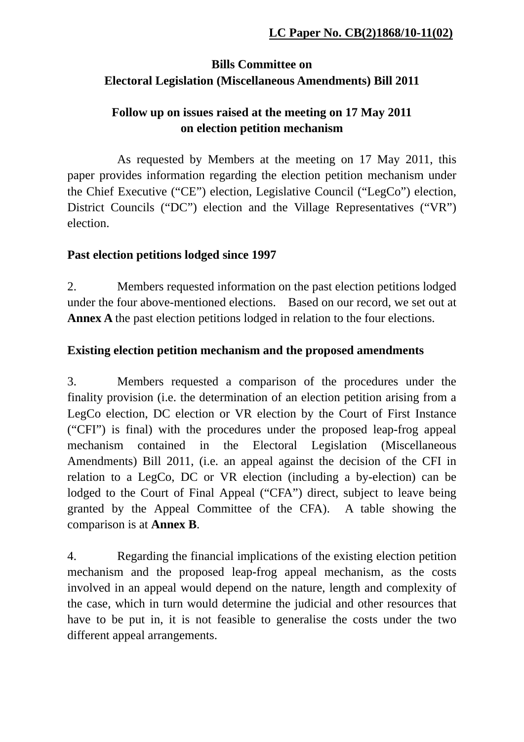**LC Paper No. CB(2)1868/10-11(02)**

## Bills Committee on
## Electoral Legislation (Miscellaneous Amendments) Bill 2011

### Follow up on issues raised at the meeting on 17 May 2011 on election petition mechanism

As requested by Members at the meeting on 17 May 2011, this paper provides information regarding the election petition mechanism under the Chief Executive ("CE") election, Legislative Council ("LegCo") election, District Councils ("DC") election and the Village Representatives ("VR") election.

### Past election petitions lodged since 1997

2. Members requested information on the past election petitions lodged under the four above-mentioned elections. Based on our record, we set out at **Annex A** the past election petitions lodged in relation to the four elections.

### Existing election petition mechanism and the proposed amendments

3. Members requested a comparison of the procedures under the finality provision (i.e. the determination of an election petition arising from a LegCo election, DC election or VR election by the Court of First Instance ("CFI") is final) with the procedures under the proposed leap-frog appeal mechanism contained in the Electoral Legislation (Miscellaneous Amendments) Bill 2011, (i.e. an appeal against the decision of the CFI in relation to a LegCo, DC or VR election (including a by-election) can be lodged to the Court of Final Appeal ("CFA") direct, subject to leave being granted by the Appeal Committee of the CFA). A table showing the comparison is at **Annex B**.

4. Regarding the financial implications of the existing election petition mechanism and the proposed leap-frog appeal mechanism, as the costs involved in an appeal would depend on the nature, length and complexity of the case, which in turn would determine the judicial and other resources that have to be put in, it is not feasible to generalise the costs under the two different appeal arrangements.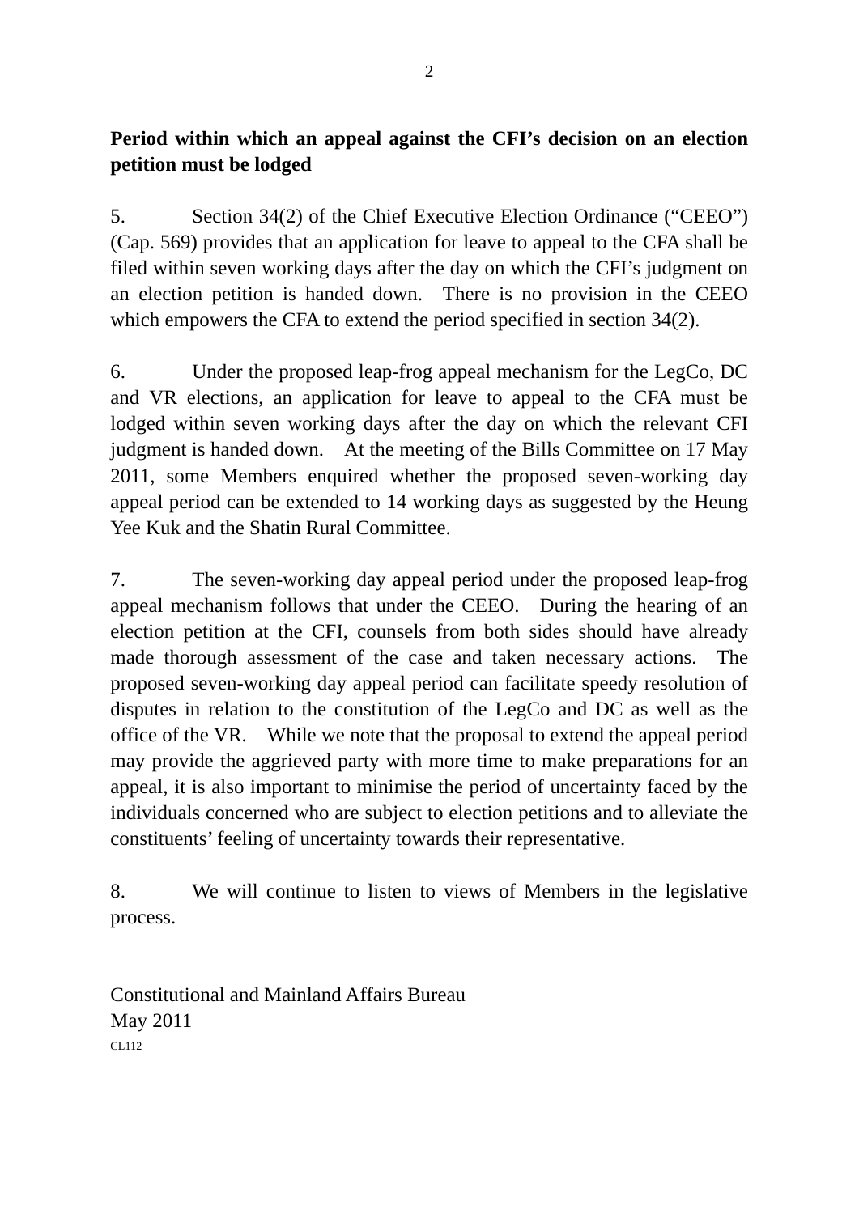**Period within which an appeal against the CFI's decision on an election petition must be lodged**

5. Section 34(2) of the Chief Executive Election Ordinance ("CEEO") (Cap. 569) provides that an application for leave to appeal to the CFA shall be filed within seven working days after the day on which the CFI's judgment on an election petition is handed down. There is no provision in the CEEO which empowers the CFA to extend the period specified in section 34(2).

6. Under the proposed leap-frog appeal mechanism for the LegCo, DC and VR elections, an application for leave to appeal to the CFA must be lodged within seven working days after the day on which the relevant CFI judgment is handed down. At the meeting of the Bills Committee on 17 May 2011, some Members enquired whether the proposed seven-working day appeal period can be extended to 14 working days as suggested by the Heung Yee Kuk and the Shatin Rural Committee.

7. The seven-working day appeal period under the proposed leap-frog appeal mechanism follows that under the CEEO. During the hearing of an election petition at the CFI, counsels from both sides should have already made thorough assessment of the case and taken necessary actions. The proposed seven-working day appeal period can facilitate speedy resolution of disputes in relation to the constitution of the LegCo and DC as well as the office of the VR. While we note that the proposal to extend the appeal period may provide the aggrieved party with more time to make preparations for an appeal, it is also important to minimise the period of uncertainty faced by the individuals concerned who are subject to election petitions and to alleviate the constituents' feeling of uncertainty towards their representative.

8. We will continue to listen to views of Members in the legislative process.

Constitutional and Mainland Affairs Bureau
May 2011
CL112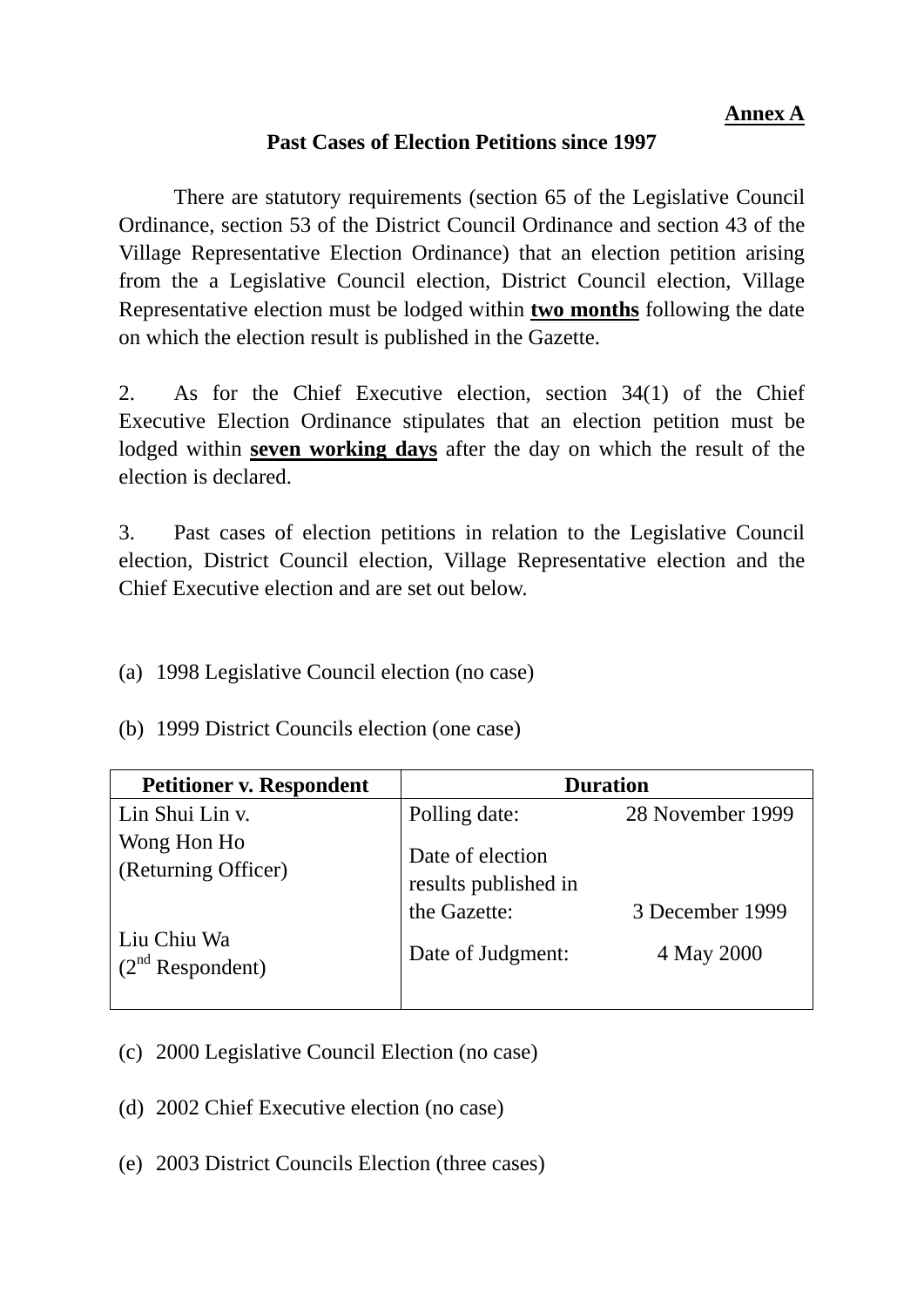**Annex A**

**Past Cases of Election Petitions since 1997**

There are statutory requirements (section 65 of the Legislative Council Ordinance, section 53 of the District Council Ordinance and section 43 of the Village Representative Election Ordinance) that an election petition arising from the a Legislative Council election, District Council election, Village Representative election must be lodged within **two months** following the date on which the election result is published in the Gazette.

2. As for the Chief Executive election, section 34(1) of the Chief Executive Election Ordinance stipulates that an election petition must be lodged within **seven working days** after the day on which the result of the election is declared.

3. Past cases of election petitions in relation to the Legislative Council election, District Council election, Village Representative election and the Chief Executive election and are set out below.

(a) 1998 Legislative Council election (no case)

(b) 1999 District Councils election (one case)

| Petitioner v. Respondent | Duration | |
|---|---|---|
| Lin Shui Lin v. Wong Hon Ho (Returning Officer) | Polling date: | 28 November 1999 |
| | Date of election results published in the Gazette: | 3 December 1999 |
| Liu Chiu Wa (2nd Respondent) | Date of Judgment: | 4 May 2000 |

(c) 2000 Legislative Council Election (no case)

(d) 2002 Chief Executive election (no case)

(e) 2003 District Councils Election (three cases)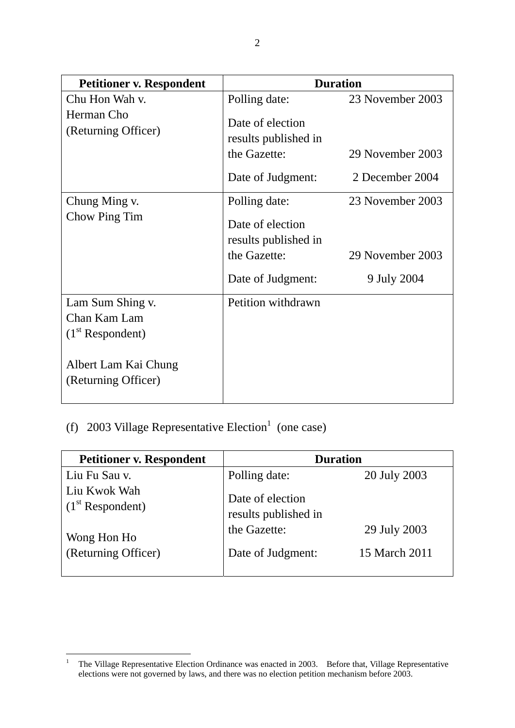| Petitioner v. Respondent | Duration | |
|---|---|---|
| Chu Hon Wah v. Herman Cho (Returning Officer) | Polling date: | 23 November 2003 |
| | Date of election results published in the Gazette: | 29 November 2003 |
| | Date of Judgment: | 2 December 2004 |
| Chung Ming v. Chow Ping Tim | Polling date: | 23 November 2003 |
| | Date of election results published in the Gazette: | 29 November 2003 |
| | Date of Judgment: | 9 July 2004 |
| Lam Sum Shing v. Chan Kam Lam (1st Respondent)<br><br>Albert Lam Kai Chung (Returning Officer) | Petition withdrawn | |

(f) 2003 Village Representative Election[1] (one case)

| Petitioner v. Respondent | Duration | |
|---|---|---|
| Liu Fu Sau v. Liu Kwok Wah (1st Respondent)<br><br>Wong Hon Ho (Returning Officer) | Polling date: | 20 July 2003 |
| | Date of election results published in the Gazette: | 29 July 2003 |
| | Date of Judgment: | 15 March 2011 |

[1] The Village Representative Election Ordinance was enacted in 2003. Before that, Village Representative elections were not governed by laws, and there was no election petition mechanism before 2003.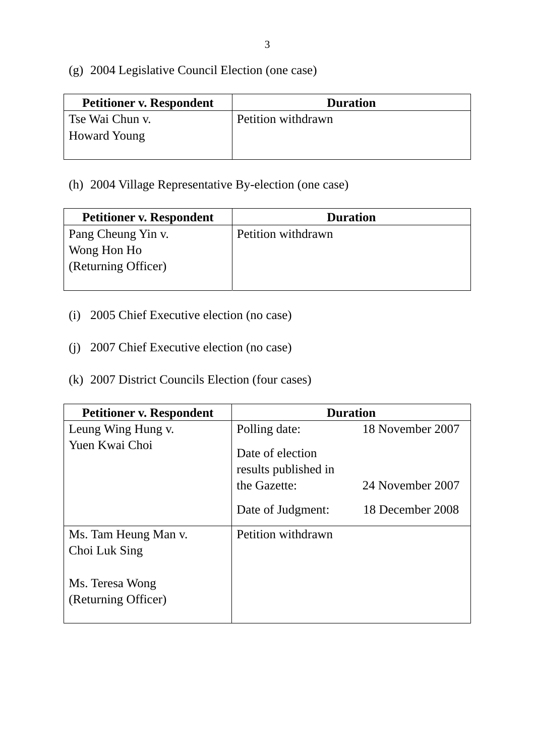(g) 2004 Legislative Council Election (one case)

| Petitioner v. Respondent | Duration |
|---|---|
| Tse Wai Chun v.<br>Howard Young | Petition withdrawn |

(h) 2004 Village Representative By-election (one case)

| Petitioner v. Respondent | Duration |
|---|---|
| Pang Cheung Yin v.<br>Wong Hon Ho<br>(Returning Officer) | Petition withdrawn |

(i) 2005 Chief Executive election (no case)

(j) 2007 Chief Executive election (no case)

(k) 2007 District Councils Election (four cases)

| Petitioner v. Respondent | Duration |
|---|---|
| Leung Wing Hung v.<br>Yuen Kwai Choi | Polling date: 18 November 2007<br>Date of election results published in the Gazette: 24 November 2007<br>Date of Judgment: 18 December 2008 |
| Ms. Tam Heung Man v.<br>Choi Luk Sing<br><br>Ms. Teresa Wong<br>(Returning Officer) | Petition withdrawn |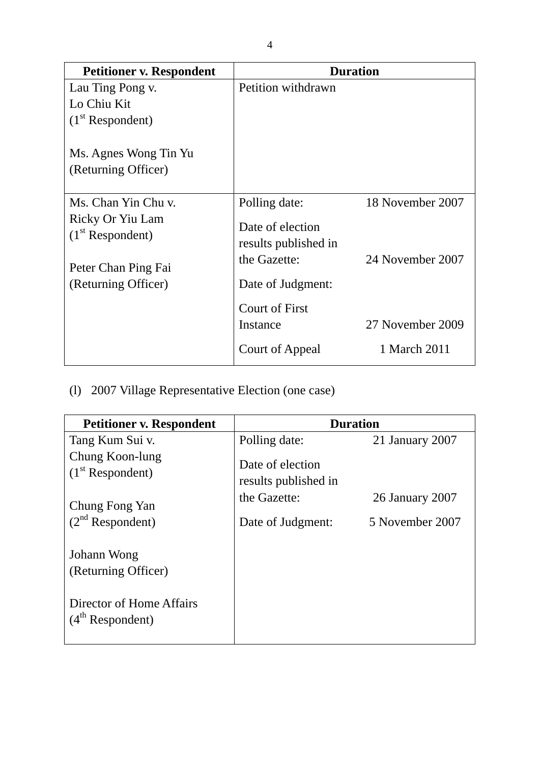| Petitioner v. Respondent | Duration |
|---|---|
| Lau Ting Pong v.<br>Lo Chiu Kit<br>(1st Respondent)<br><br>Ms. Agnes Wong Tin Yu<br>(Returning Officer) | Petition withdrawn |
| Ms. Chan Yin Chu v.<br>Ricky Or Yiu Lam<br>(1st Respondent)<br><br>Peter Chan Ping Fai<br>(Returning Officer) | Polling date: 18 November 2007<br>Date of election results published in the Gazette: 24 November 2007<br>Date of Judgment:<br>Court of First Instance 27 November 2009<br>Court of Appeal 1 March 2011 |

(l) 2007 Village Representative Election (one case)

| Petitioner v. Respondent | Duration |
|---|---|
| Tang Kum Sui v.<br>Chung Koon-lung<br>(1st Respondent)<br><br>Chung Fong Yan<br>(2nd Respondent)<br><br>Johann Wong<br>(Returning Officer)<br><br>Director of Home Affairs<br>(4th Respondent) | Polling date: 21 January 2007<br>Date of election results published in the Gazette: 26 January 2007<br>Date of Judgment: 5 November 2007 |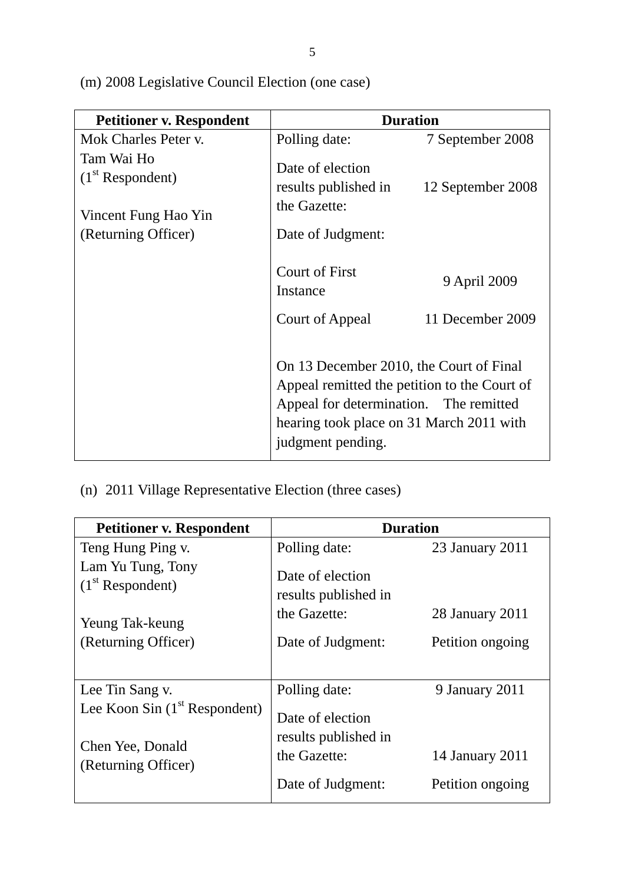(m) 2008 Legislative Council Election (one case)

| Petitioner v. Respondent | Duration | |
|---|---|---|
| Mok Charles Peter v.<br>Tam Wai Ho<br>(1st Respondent)<br><br>Vincent Fung Hao Yin<br>(Returning Officer) | Polling date: | 7 September 2008 |
| | Date of election results published in the Gazette: | 12 September 2008 |
| | Date of Judgment: | |
| | Court of First Instance | 9 April 2009 |
| | Court of Appeal | 11 December 2009 |
| | On 13 December 2010, the Court of Final Appeal remitted the petition to the Court of Appeal for determination. The remitted hearing took place on 31 March 2011 with judgment pending. | |

(n) 2011 Village Representative Election (three cases)

| Petitioner v. Respondent | Duration | |
|---|---|---|
| Teng Hung Ping v.<br>Lam Yu Tung, Tony<br>(1st Respondent)<br><br>Yeung Tak-keung<br>(Returning Officer) | Polling date: | 23 January 2011 |
| | Date of election results published in the Gazette: | 28 January 2011 |
| | Date of Judgment: | Petition ongoing |
| Lee Tin Sang v.<br>Lee Koon Sin (1st Respondent)<br><br>Chen Yee, Donald<br>(Returning Officer) | Polling date: | 9 January 2011 |
| | Date of election results published in the Gazette: | 14 January 2011 |
| | Date of Judgment: | Petition ongoing |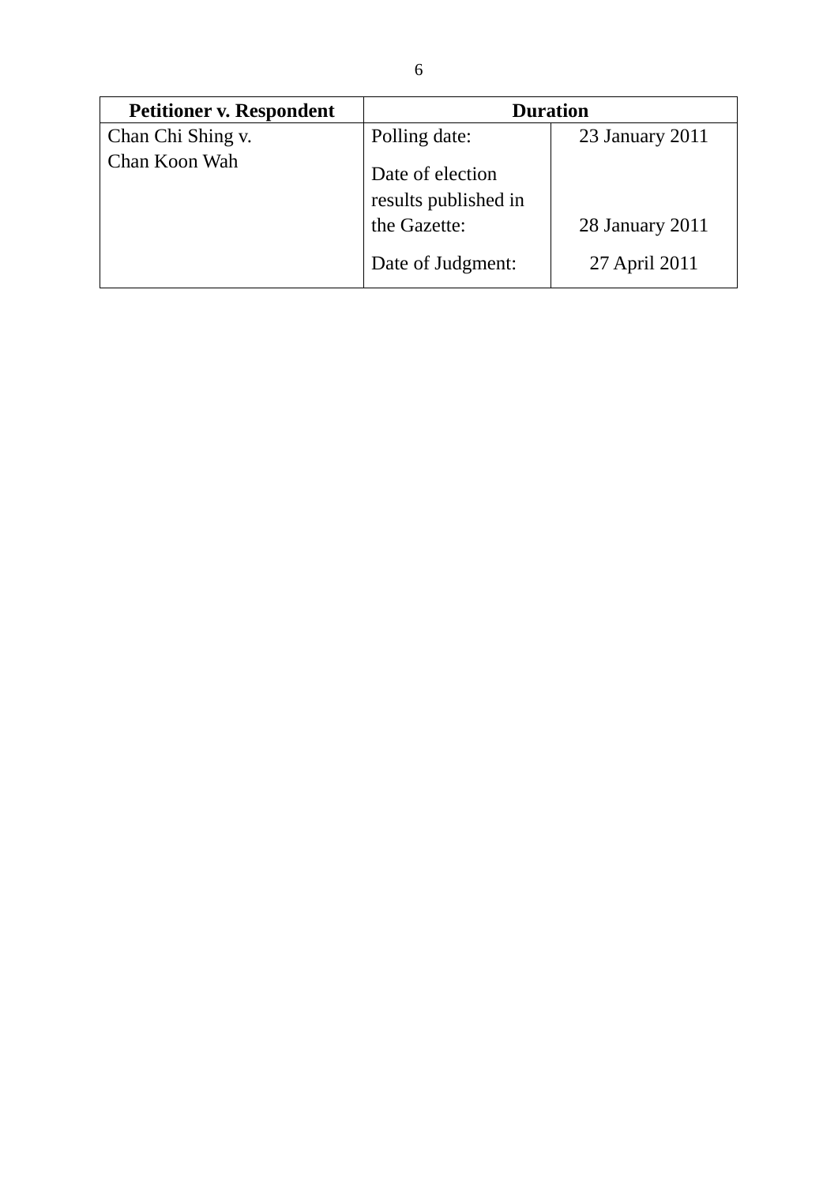| Petitioner v. Respondent | Duration | |
|---|---|---|
| Chan Chi Shing v. Chan Koon Wah | Polling date: | 23 January 2011 |
| | Date of election results published in the Gazette: | 28 January 2011 |
| | Date of Judgment: | 27 April 2011 |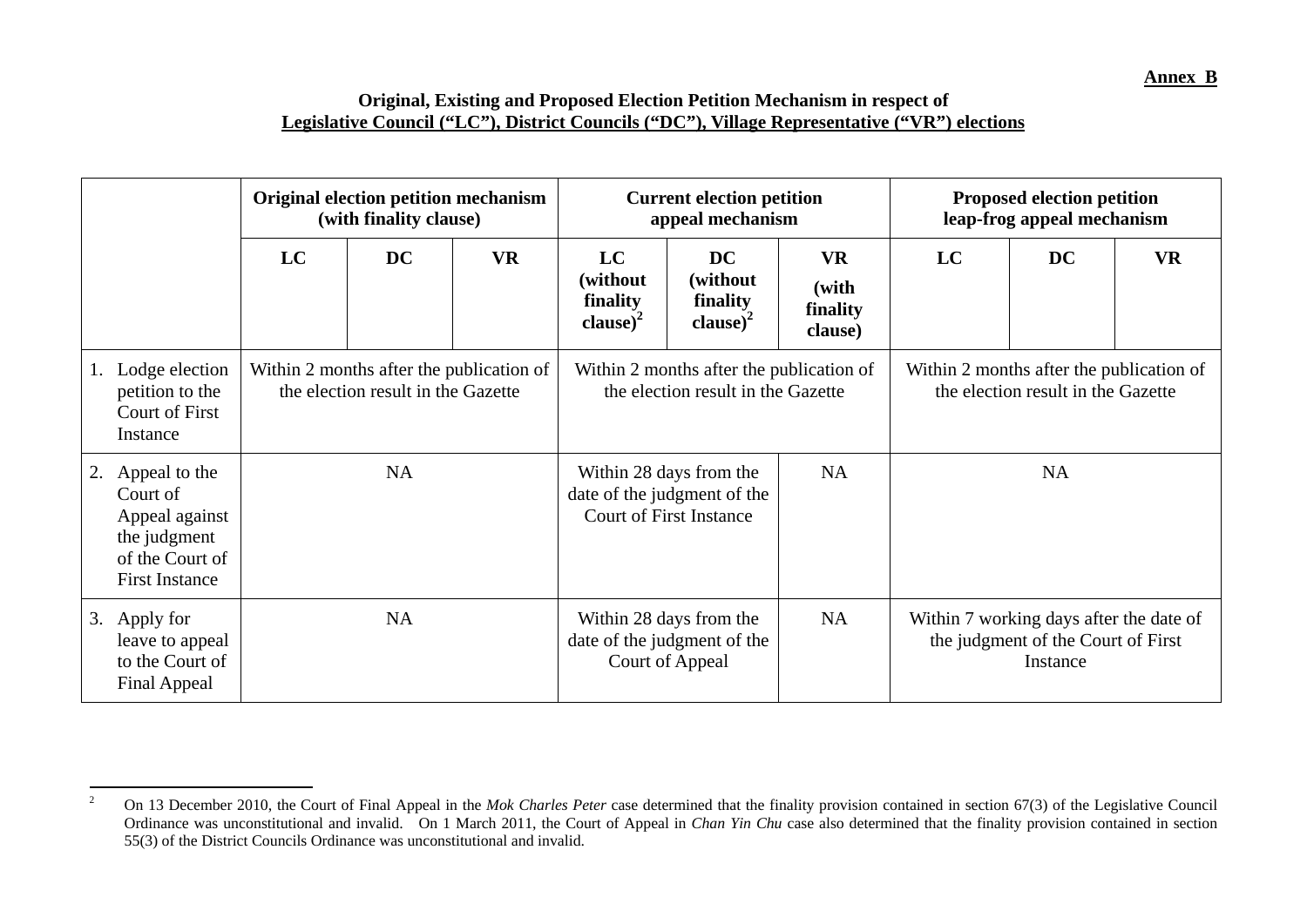**Annex B**

**Original, Existing and Proposed Election Petition Mechanism in respect of Legislative Council ("LC"), District Councils ("DC"), Village Representative ("VR") elections**

| | Original election petition mechanism (with finality clause) | | | Current election petition appeal mechanism | | | Proposed election petition leap-frog appeal mechanism | | |
|---|---|---|---|---|---|---|---|---|---|
| | **LC** | **DC** | **VR** | **LC (without finality clause)**[2] | **DC (without finality clause)**[2] | **VR (with finality clause)** | **LC** | **DC** | **VR** |
| 1. Lodge election petition to the Court of First Instance | Within 2 months after the publication of the election result in the Gazette | | | Within 2 months after the publication of the election result in the Gazette | | | Within 2 months after the publication of the election result in the Gazette | | |
| 2. Appeal to the Court of Appeal against the judgment of the Court of First Instance | NA | | | Within 28 days from the date of the judgment of the Court of First Instance | | NA | NA | | |
| 3. Apply for leave to appeal to the Court of Final Appeal | NA | | | Within 28 days from the date of the judgment of the Court of Appeal | | NA | Within 7 working days after the date of the judgment of the Court of First Instance | | |

[2] On 13 December 2010, the Court of Final Appeal in the *Mok Charles Peter* case determined that the finality provision contained in section 67(3) of the Legislative Council Ordinance was unconstitutional and invalid. On 1 March 2011, the Court of Appeal in *Chan Yin Chu* case also determined that the finality provision contained in section 55(3) of the District Councils Ordinance was unconstitutional and invalid.